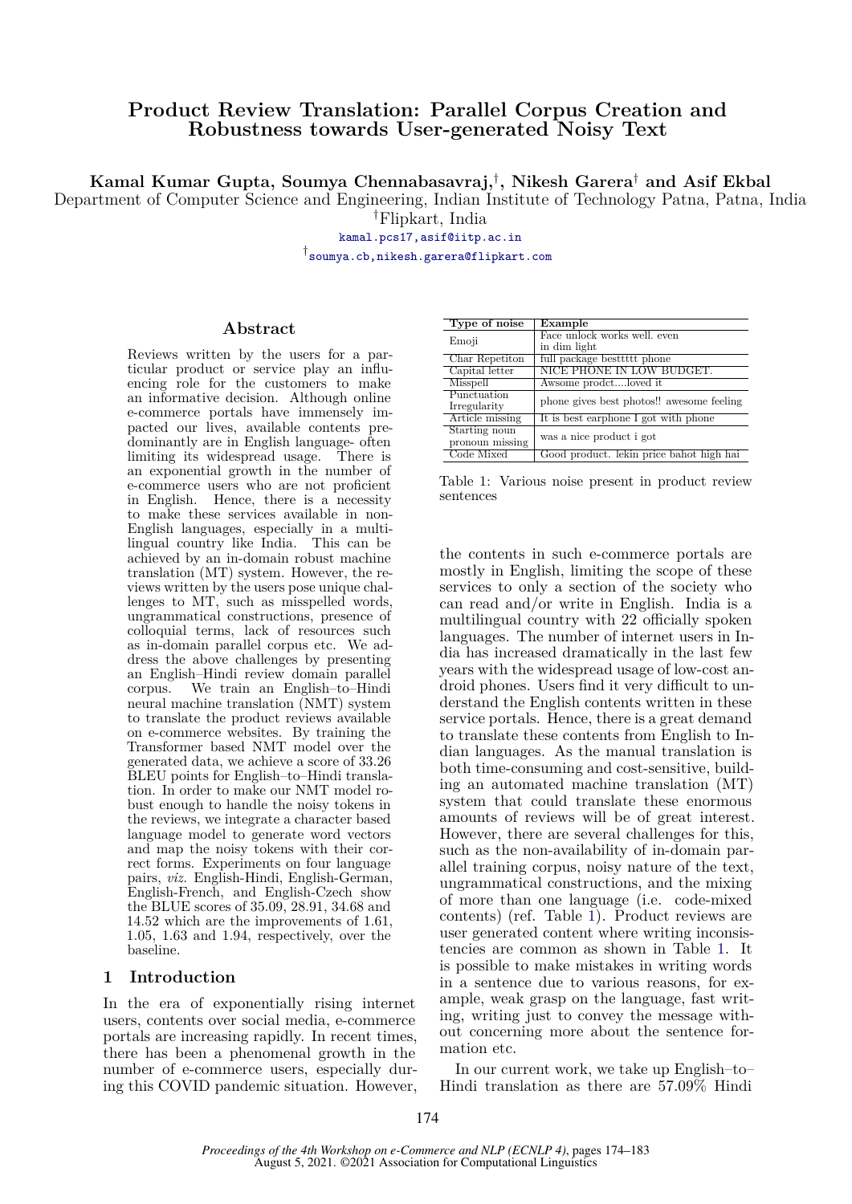# Product Review Translation: Parallel Corpus Creation and Robustness towards User-generated Noisy Text

**Kamal Kumar Gupta, Soumya Chennabasavraj,[†], Nikesh Garera[†] and Asif Ekbal**

Department of Computer Science and Engineering, Indian Institute of Technology Patna, Patna, India

[†]Flipkart, India

kamal.pcs17,asif@iitp.ac.in

[†]soumya.cb,nikesh.garera@flipkart.com

## Abstract

Reviews written by the users for a particular product or service play an influencing role for the customers to make an informative decision. Although online e-commerce portals have immensely impacted our lives, available contents predominantly are in English language- often limiting its widespread usage. There is an exponential growth in the number of e-commerce users who are not proficient in English. Hence, there is a necessity to make these services available in non-English languages, especially in a multilingual country like India. This can be achieved by an in-domain robust machine translation (MT) system. However, the reviews written by the users pose unique challenges to MT, such as misspelled words, ungrammatical constructions, presence of colloquial terms, lack of resources such as in-domain parallel corpus etc. We address the above challenges by presenting an English–Hindi review domain parallel corpus. We train an English–to–Hindi neural machine translation (NMT) system to translate the product reviews available on e-commerce websites. By training the Transformer based NMT model over the generated data, we achieve a score of 33.26 BLEU points for English–to–Hindi translation. In order to make our NMT model robust enough to handle the noisy tokens in the reviews, we integrate a character based language model to generate word vectors and map the noisy tokens with their correct forms. Experiments on four language pairs, *viz.* English-Hindi, English-German, English-French, and English-Czech show the BLUE scores of 35.09, 28.91, 34.68 and 14.52 which are the improvements of 1.61, 1.05, 1.63 and 1.94, respectively, over the baseline.

## 1 Introduction

In the era of exponentially rising internet users, contents over social media, e-commerce portals are increasing rapidly. In recent times, there has been a phenomenal growth in the number of e-commerce users, especially during this COVID pandemic situation. However, the contents in such e-commerce portals are mostly in English, limiting the scope of these services to only a section of the society who can read and/or write in English. India is a multilingual country with 22 officially spoken languages. The number of internet users in India has increased dramatically in the last few years with the widespread usage of low-cost android phones. Users find it very difficult to understand the English contents written in these service portals. Hence, there is a great demand to translate these contents from English to Indian languages. As the manual translation is both time-consuming and cost-sensitive, building an automated machine translation (MT) system that could translate these enormous amounts of reviews will be of great interest. However, there are several challenges for this, such as the non-availability of in-domain parallel training corpus, noisy nature of the text, ungrammatical constructions, and the mixing of more than one language (i.e. code-mixed contents) (ref. Table 1). Product reviews are user generated content where writing inconsistencies are common as shown in Table 1. It is possible to make mistakes in writing words in a sentence due to various reasons, for example, weak grasp on the language, fast writing, writing just to convey the message without concerning more about the sentence formation etc.

| Type of noise | Example |
|---|---|
| Emoji | Face unlock works well. even in dim light |
| Char Repetiton | full package bestttttt phone |
| Capital letter | NICE PHONE IN LOW BUDGET. |
| Misspell | Awsome prodct....loved it |
| Punctuation Irregularity | phone gives best photos!! awesome feeling |
| Article missing | It is best earphone I got with phone |
| Starting noun pronoun missing | was a nice product i got |
| Code Mixed | Good product. lekin price bahot high hai |

Table 1: Various noise present in product review sentences

In our current work, we take up English–to–Hindi translation as there are 57.09% Hindi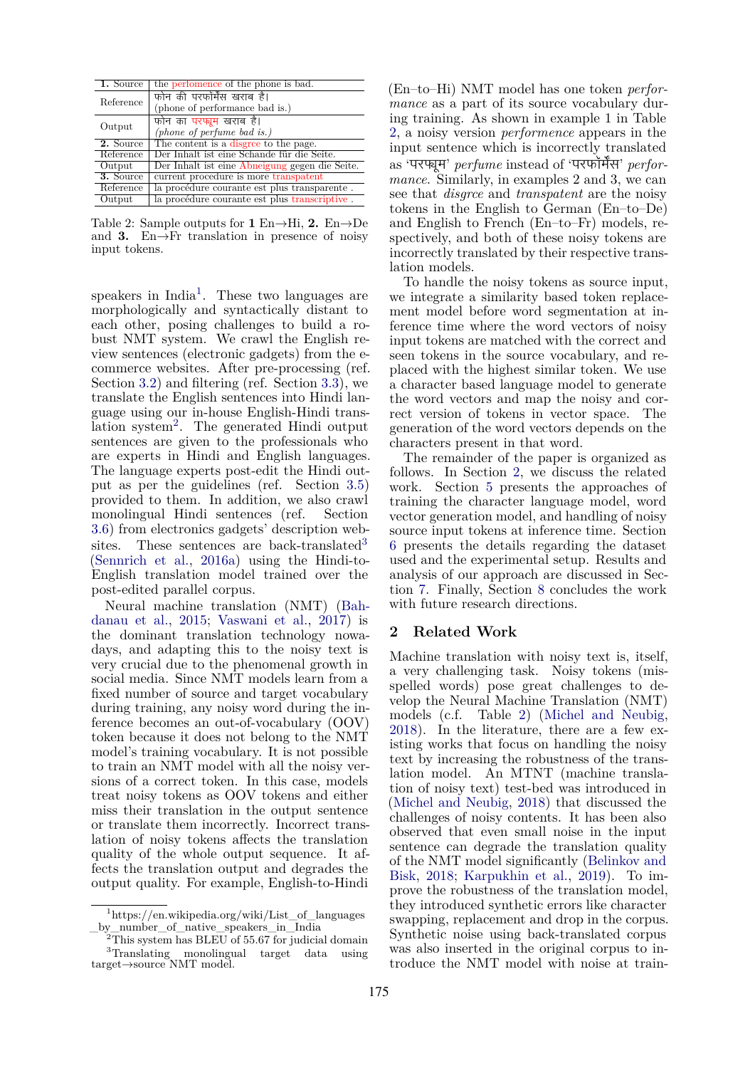| **1.** Source | the perfomence of the phone is bad. |
| --- | --- |
| Reference | फोन की परफॉर्मेंस खराब है। (phone of performance bad is.) |
| Output | फोन का परफ्यूम खराब है। *(phone of perfume bad is.)* |
| **2.** Source | The content is a disgrce to the page. |
| Reference | Der Inhalt ist eine Schande für die Seite. |
| Output | Der Inhalt ist eine Abneigung gegen die Seite. |
| **3.** Source | current procedure is more transpatent |
| Reference | la procédure courante est plus transparente . |
| Output | la procédure courante est plus transcriptive . |

Table 2: Sample outputs for **1** En→Hi, **2.** En→De and **3.** En→Fr translation in presence of noisy input tokens.

speakers in India[1]. These two languages are morphologically and syntactically distant to each other, posing challenges to build a robust NMT system. We crawl the English review sentences (electronic gadgets) from the e-commerce websites. After pre-processing (ref. Section 3.2) and filtering (ref. Section 3.3), we translate the English sentences into Hindi language using our in-house English-Hindi translation system[2]. The generated Hindi output sentences are given to the professionals who are experts in Hindi and English languages. The language experts post-edit the Hindi output as per the guidelines (ref. Section 3.5) provided to them. In addition, we also crawl monolingual Hindi sentences (ref. Section 3.6) from electronics gadgets' description websites. These sentences are back-translated[3] (Sennrich et al., 2016a) using the Hindi-to-English translation model trained over the post-edited parallel corpus.

Neural machine translation (NMT) (Bahdanau et al., 2015; Vaswani et al., 2017) is the dominant translation technology nowadays, and adapting this to the noisy text is very crucial due to the phenomenal growth in social media. Since NMT models learn from a fixed number of source and target vocabulary during training, any noisy word during the inference becomes an out-of-vocabulary (OOV) token because it does not belong to the NMT model's training vocabulary. It is not possible to train an NMT model with all the noisy versions of a correct token. In this case, models treat noisy tokens as OOV tokens and either miss their translation in the output sentence or translate them incorrectly. Incorrect translation of noisy tokens affects the translation quality of the whole output sequence. It affects the translation output and degrades the output quality. For example, English-to-Hindi (En–to–Hi) NMT model has one token *performance* as a part of its source vocabulary during training. As shown in example 1 in Table 2, a noisy version *performence* appears in the input sentence which is incorrectly translated as 'परफ्यूम' *perfume* instead of 'परफॉर्मेंस' *performance*. Similarly, in examples 2 and 3, we can see that *disgrce* and *transpatent* are the noisy tokens in the English to German (En–to–De) and English to French (En–to–Fr) models, respectively, and both of these noisy tokens are incorrectly translated by their respective translation models.

To handle the noisy tokens as source input, we integrate a similarity based token replacement model before word segmentation at inference time where the word vectors of noisy input tokens are matched with the correct and seen tokens in the source vocabulary, and replaced with the highest similar token. We use a character based language model to generate the word vectors and map the noisy and correct version of tokens in vector space. The generation of the word vectors depends on the characters present in that word.

The remainder of the paper is organized as follows. In Section 2, we discuss the related work. Section 5 presents the approaches of training the character language model, word vector generation model, and handling of noisy source input tokens at inference time. Section 6 presents the details regarding the dataset used and the experimental setup. Results and analysis of our approach are discussed in Section 7. Finally, Section 8 concludes the work with future research directions.

## 2 Related Work

Machine translation with noisy text is, itself, a very challenging task. Noisy tokens (misspelled words) pose great challenges to develop the Neural Machine Translation (NMT) models (c.f. Table 2) (Michel and Neubig, 2018). In the literature, there are a few existing works that focus on handling the noisy text by increasing the robustness of the translation model. An MTNT (machine translation of noisy text) test-bed was introduced in (Michel and Neubig, 2018) that discussed the challenges of noisy contents. It has been also observed that even small noise in the input sentence can degrade the translation quality of the NMT model significantly (Belinkov and Bisk, 2018; Karpukhin et al., 2019). To improve the robustness of the translation model, they introduced synthetic errors like character swapping, replacement and drop in the corpus. Synthetic noise using back-translated corpus was also inserted in the original corpus to introduce the NMT model with noise at train-

[1] https://en.wikipedia.org/wiki/List_of_languages_by_number_of_native_speakers_in_India

[2] This system has BLEU of 55.67 for judicial domain

[3] Translating monolingual target data using target→source NMT model.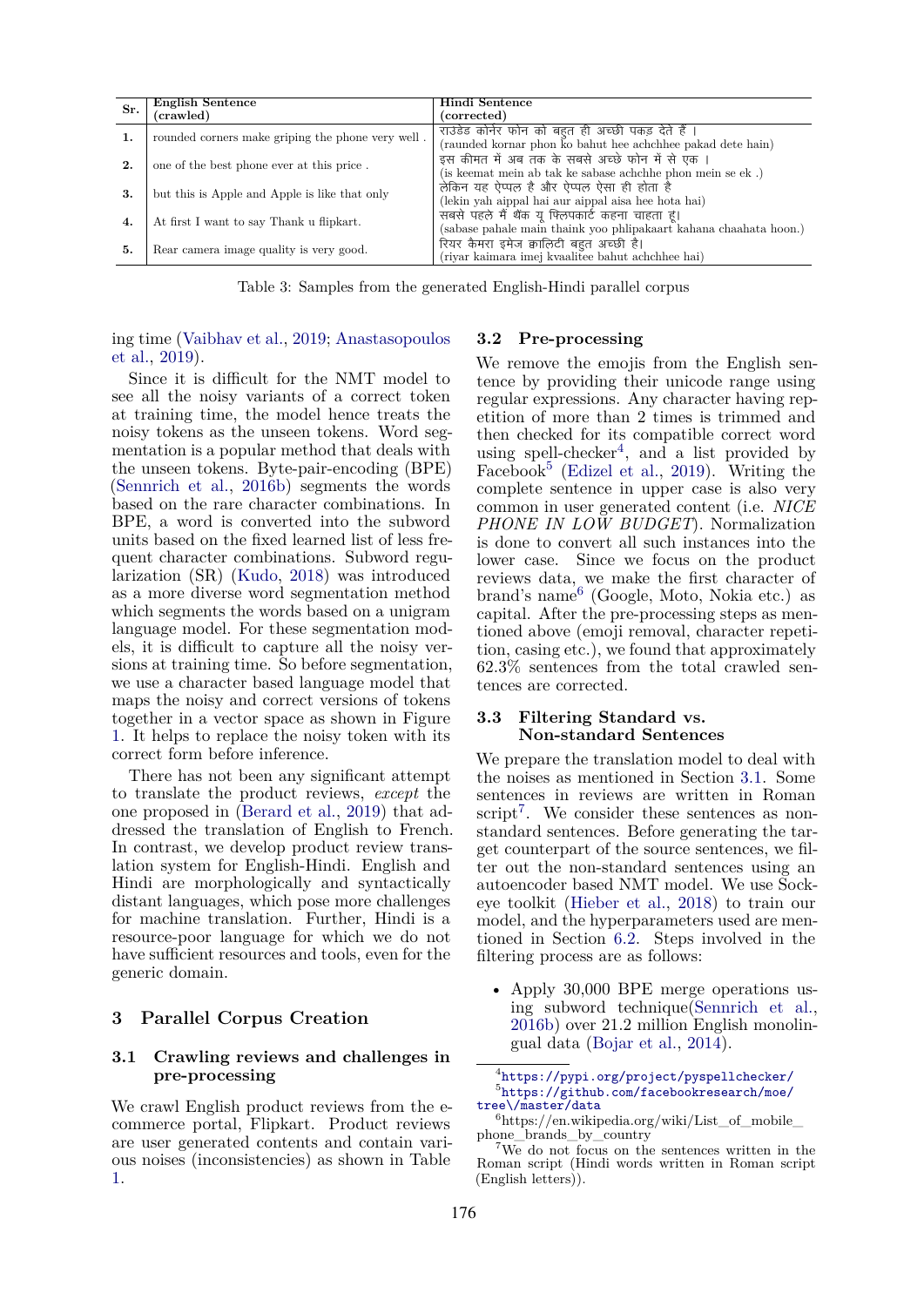| Sr. | English Sentence (crawled) | Hindi Sentence (corrected) |
|---|---|---|
| 1. | rounded corners make griping the phone very well . | राउंडेड कोर्नर फोन को बहुत ही अच्छी पकड़ देते हैं । (raunded kornar phon ko bahut hee achchhee pakad dete hain) |
| 2. | one of the best phone ever at this price . | इस कीमत में अब तक के सबसे अच्छे फोन में से एक । (is keemat mein ab tak ke sabase achchhe phon mein se ek .) |
| 3. | but this is Apple and Apple is like that only | लेकिन यह ऐप्पल है और ऐप्पल ऐसा ही होता है (lekin yah aippal hai aur aippal aisa hee hota hai) |
| 4. | At first I want to say Thank u flipkart. | सबसे पहले मैं थैंक यू फ्लिपकार्ट कहना चाहता हूं। (sabase pahale main thaink yoo phlipakaart kahana chaahata hoon.) |
| 5. | Rear camera image quality is very good. | रियर कैमरा इमेज क्वालिटी बहुत अच्छी है। (riyar kaimara imej kvaalitee bahut achchhee hai) |

Table 3: Samples from the generated English-Hindi parallel corpus

ing time (Vaibhav et al., 2019; Anastasopoulos et al., 2019).

Since it is difficult for the NMT model to see all the noisy variants of a correct token at training time, the model hence treats the noisy tokens as the unseen tokens. Word segmentation is a popular method that deals with the unseen tokens. Byte-pair-encoding (BPE) (Sennrich et al., 2016b) segments the words based on the rare character combinations. In BPE, a word is converted into the subword units based on the fixed learned list of less frequent character combinations. Subword regularization (SR) (Kudo, 2018) was introduced as a more diverse word segmentation method which segments the words based on a unigram language model. For these segmentation models, it is difficult to capture all the noisy versions at training time. So before segmentation, we use a character based language model that maps the noisy and correct versions of tokens together in a vector space as shown in Figure 1. It helps to replace the noisy token with its correct form before inference.

There has not been any significant attempt to translate the product reviews, *except* the one proposed in (Berard et al., 2019) that addressed the translation of English to French. In contrast, we develop product review translation system for English-Hindi. English and Hindi are morphologically and syntactically distant languages, which pose more challenges for machine translation. Further, Hindi is a resource-poor language for which we do not have sufficient resources and tools, even for the generic domain.

## 3 Parallel Corpus Creation

### 3.1 Crawling reviews and challenges in pre-processing

We crawl English product reviews from the e-commerce portal, Flipkart. Product reviews are user generated contents and contain various noises (inconsistencies) as shown in Table 1.

### 3.2 Pre-processing

We remove the emojis from the English sentence by providing their unicode range using regular expressions. Any character having repetition of more than 2 times is trimmed and then checked for its compatible correct word using spell-checker[4], and a list provided by Facebook[5] (Edizel et al., 2019). Writing the complete sentence in upper case is also very common in user generated content (i.e. *NICE PHONE IN LOW BUDGET*). Normalization is done to convert all such instances into the lower case. Since we focus on the product reviews data, we make the first character of brand's name[6] (Google, Moto, Nokia etc.) as capital. After the pre-processing steps as mentioned above (emoji removal, character repetition, casing etc.), we found that approximately 62.3% sentences from the total crawled sentences are corrected.

### 3.3 Filtering Standard vs. Non-standard Sentences

We prepare the translation model to deal with the noises as mentioned in Section 3.1. Some sentences in reviews are written in Roman script[7]. We consider these sentences as non-standard sentences. Before generating the target counterpart of the source sentences, we filter out the non-standard sentences using an autoencoder based NMT model. We use Sockeye toolkit (Hieber et al., 2018) to train our model, and the hyperparameters used are mentioned in Section 6.2. Steps involved in the filtering process are as follows:

- Apply 30,000 BPE merge operations using subword technique(Sennrich et al., 2016b) over 21.2 million English monolingual data (Bojar et al., 2014).

[4] https://pypi.org/project/pyspellchecker/

[5] https://github.com/facebookresearch/moe/tree\/master/data

[6] https://en.wikipedia.org/wiki/List_of_mobile_phone_brands_by_country

[7] We do not focus on the sentences written in the Roman script (Hindi words written in Roman script (English letters)).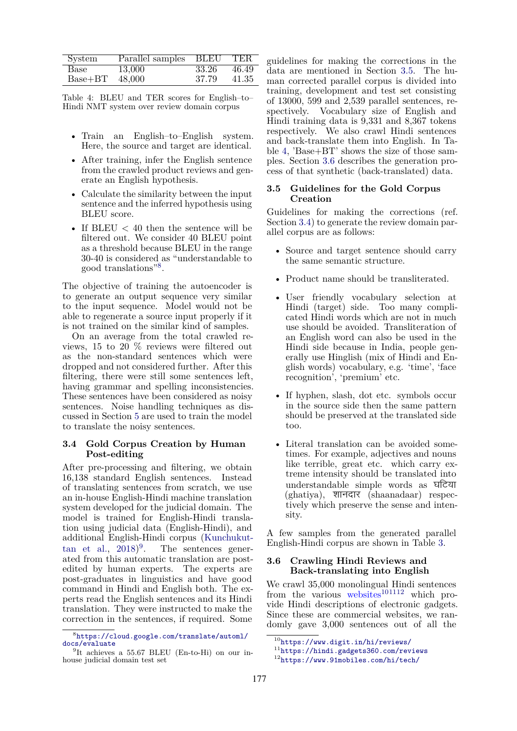| System | Parallel samples | BLEU | TER |
|---|---|---|---|
| Base | 13,000 | 33.26 | 46.49 |
| Base+BT | 48,000 | 37.79 | 41.35 |

Table 4: BLEU and TER scores for English–to–Hindi NMT system over review domain corpus

- Train an English–to–English system. Here, the source and target are identical.
- After training, infer the English sentence from the crawled product reviews and generate an English hypothesis.
- Calculate the similarity between the input sentence and the inferred hypothesis using BLEU score.
- If BLEU < 40 then the sentence will be filtered out. We consider 40 BLEU point as a threshold because BLEU in the range 30-40 is considered as "understandable to good translations"[8].

The objective of training the autoencoder is to generate an output sequence very similar to the input sequence. Model would not be able to regenerate a source input properly if it is not trained on the similar kind of samples.

On an average from the total crawled reviews, 15 to 20 % reviews were filtered out as the non-standard sentences which were dropped and not considered further. After this filtering, there were still some sentences left, having grammar and spelling inconsistencies. These sentences have been considered as noisy sentences. Noise handling techniques as discussed in Section 5 are used to train the model to translate the noisy sentences.

### 3.4 Gold Corpus Creation by Human Post-editing

After pre-processing and filtering, we obtain 16,138 standard English sentences. Instead of translating sentences from scratch, we use an in-house English-Hindi machine translation system developed for the judicial domain. The model is trained for English-Hindi translation using judicial data (English-Hindi), and additional English-Hindi corpus (Kunchukuttan et al., 2018)[9]. The sentences generated from this automatic translation are post-edited by human experts. The experts are post-graduates in linguistics and have good command in Hindi and English both. The experts read the English sentences and its Hindi translation. They were instructed to make the correction in the sentences, if required. Some guidelines for making the corrections in the data are mentioned in Section 3.5. The human corrected parallel corpus is divided into training, development and test set consisting of 13000, 599 and 2,539 parallel sentences, respectively. Vocabulary size of English and Hindi training data is 9,331 and 8,367 tokens respectively. We also crawl Hindi sentences and back-translate them into English. In Table 4, 'Base+BT' shows the size of those samples. Section 3.6 describes the generation process of that synthetic (back-translated) data.

### 3.5 Guidelines for the Gold Corpus Creation

Guidelines for making the corrections (ref. Section 3.4) to generate the review domain parallel corpus are as follows:

- Source and target sentence should carry the same semantic structure.
- Product name should be transliterated.
- User friendly vocabulary selection at Hindi (target) side. Too many complicated Hindi words which are not in much use should be avoided. Transliteration of an English word can also be used in the Hindi side because in India, people generally use Hinglish (mix of Hindi and English words) vocabulary, e.g. 'time', 'face recognition', 'premium' etc.
- If hyphen, slash, dot etc. symbols occur in the source side then the same pattern should be preserved at the translated side too.
- Literal translation can be avoided sometimes. For example, adjectives and nouns like terrible, great etc. which carry extreme intensity should be translated into understandable simple words as घटिया (ghatiya), शानदार (shaanadaar) respectively which preserve the sense and intensity.

A few samples from the generated parallel English-Hindi corpus are shown in Table 3.

### 3.6 Crawling Hindi Reviews and Back-translating into English

We crawl 35,000 monolingual Hindi sentences from the various websites[10][11][12] which provide Hindi descriptions of electronic gadgets. Since these are commercial websites, we randomly gave 3,000 sentences out of all the

[8] https://cloud.google.com/translate/automl/docs/evaluate

[9] It achieves a 55.67 BLEU (En-to-Hi) on our in-house judicial domain test set

[10] https://www.digit.in/hi/reviews/

[11] https://hindi.gadgets360.com/reviews

[12] https://www.91mobiles.com/hi/tech/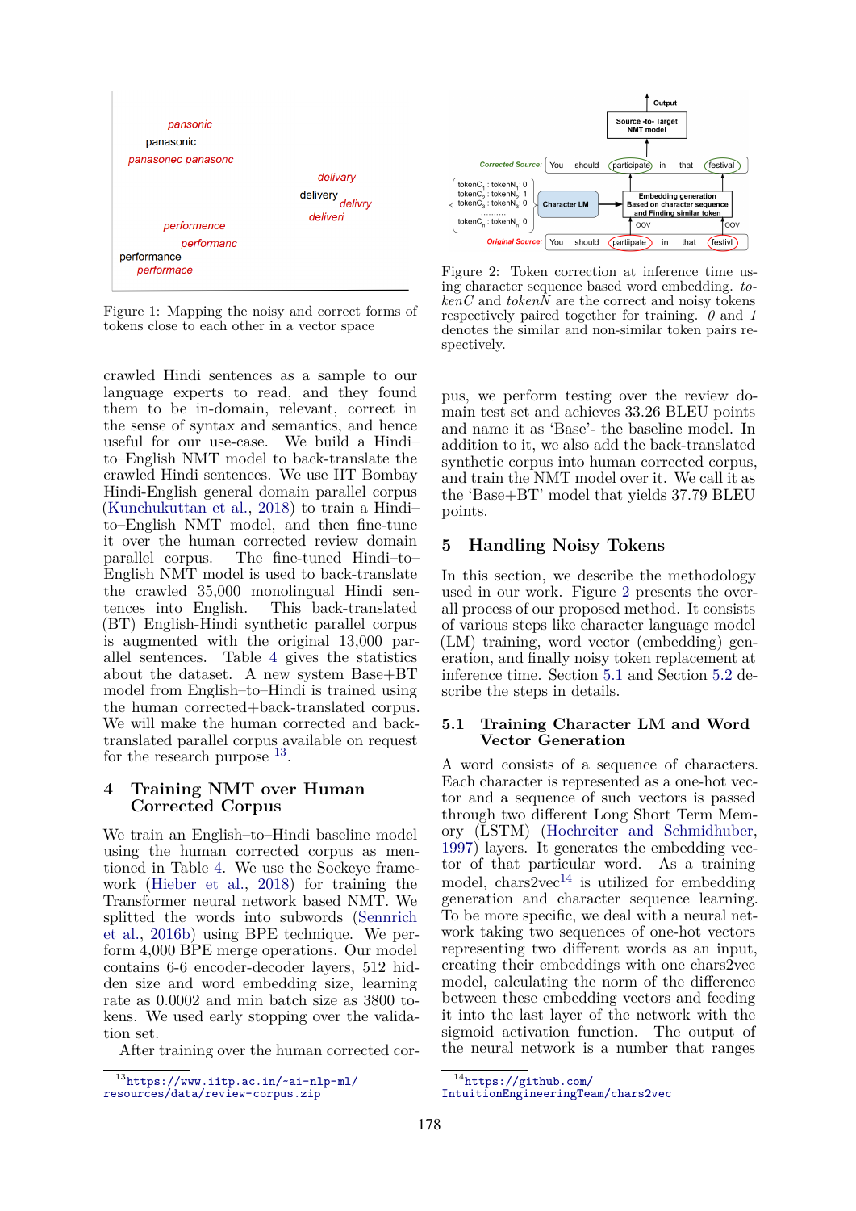Figure 1: Mapping the noisy and correct forms of tokens close to each other in a vector space

crawled Hindi sentences as a sample to our language experts to read, and they found them to be in-domain, relevant, correct in the sense of syntax and semantics, and hence useful for our use-case. We build a Hindi–to–English NMT model to back-translate the crawled Hindi sentences. We use IIT Bombay Hindi-English general domain parallel corpus (Kunchukuttan et al., 2018) to train a Hindi–to–English NMT model, and then fine-tune it over the human corrected review domain parallel corpus. The fine-tuned Hindi–to–English NMT model is used to back-translate the crawled 35,000 monolingual Hindi sentences into English. This back-translated (BT) English-Hindi synthetic parallel corpus is augmented with the original 13,000 parallel sentences. Table 4 gives the statistics about the dataset. A new system Base+BT model from English–to–Hindi is trained using the human corrected+back-translated corpus. We will make the human corrected and back-translated parallel corpus available on request for the research purpose [13].

## 4 Training NMT over Human Corrected Corpus

We train an English–to–Hindi baseline model using the human corrected corpus as mentioned in Table 4. We use the Sockeye framework (Hieber et al., 2018) for training the Transformer neural network based NMT. We splitted the words into subwords (Sennrich et al., 2016b) using BPE technique. We perform 4,000 BPE merge operations. Our model contains 6-6 encoder-decoder layers, 512 hidden size and word embedding size, learning rate as 0.0002 and min batch size as 3800 tokens. We used early stopping over the validation set.

After training over the human corrected corpus, we perform testing over the review domain test set and achieves 33.26 BLEU points and name it as 'Base'- the baseline model. In addition to it, we also add the back-translated synthetic corpus into human corrected corpus, and train the NMT model over it. We call it as the 'Base+BT' model that yields 37.79 BLEU points.

Figure 2: Token correction at inference time using character sequence based word embedding. *tokenC* and *tokenN* are the correct and noisy tokens respectively paired together for training. *0* and *1* denotes the similar and non-similar token pairs respectively.

## 5 Handling Noisy Tokens

In this section, we describe the methodology used in our work. Figure 2 presents the overall process of our proposed method. It consists of various steps like character language model (LM) training, word vector (embedding) generation, and finally noisy token replacement at inference time. Section 5.1 and Section 5.2 describe the steps in details.

### 5.1 Training Character LM and Word Vector Generation

A word consists of a sequence of characters. Each character is represented as a one-hot vector and a sequence of such vectors is passed through two different Long Short Term Memory (LSTM) (Hochreiter and Schmidhuber, 1997) layers. It generates the embedding vector of that particular word. As a training model, chars2vec[14] is utilized for embedding generation and character sequence learning. To be more specific, we deal with a neural network taking two sequences of one-hot vectors representing two different words as an input, creating their embeddings with one chars2vec model, calculating the norm of the difference between these embedding vectors and feeding it into the last layer of the network with the sigmoid activation function. The output of the neural network is a number that ranges

[13] https://www.iitp.ac.in/~ai-nlp-ml/resources/data/review-corpus.zip

[14] https://github.com/IntuitionEngineeringTeam/chars2vec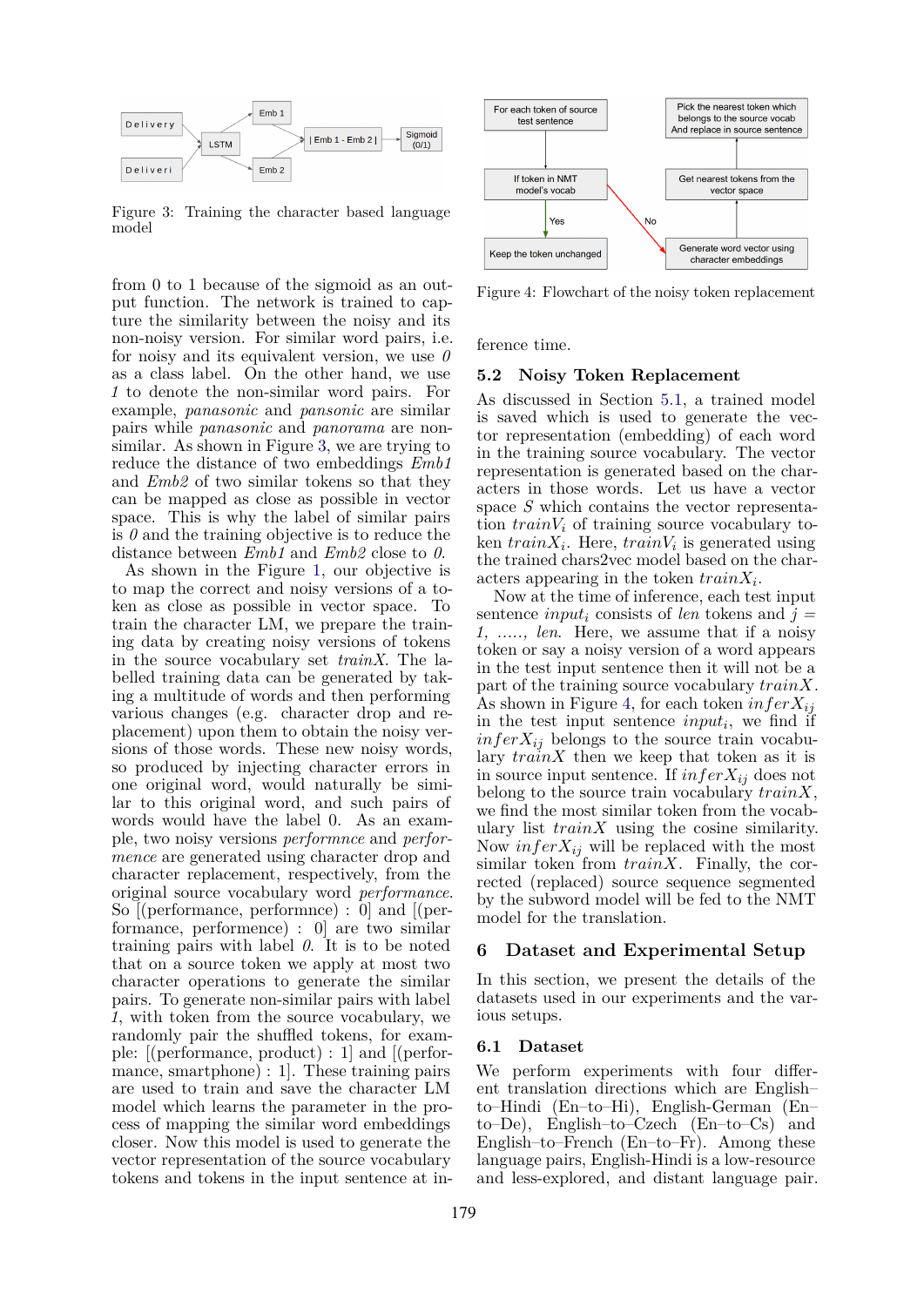Figure 3: Training the character based language model

from 0 to 1 because of the sigmoid as an output function. The network is trained to capture the similarity between the noisy and its non-noisy version. For similar word pairs, i.e. for noisy and its equivalent version, we use *0* as a class label. On the other hand, we use *1* to denote the non-similar word pairs. For example, *panasonic* and *pansonic* are similar pairs while *panasonic* and *panorama* are non-similar. As shown in Figure 3, we are trying to reduce the distance of two embeddings *Emb1* and *Emb2* of two similar tokens so that they can be mapped as close as possible in vector space. This is why the label of similar pairs is *0* and the training objective is to reduce the distance between *Emb1* and *Emb2* close to *0*.

As shown in the Figure 1, our objective is to map the correct and noisy versions of a token as close as possible in vector space. To train the character LM, we prepare the training data by creating noisy versions of tokens in the source vocabulary set *trainX*. The labelled training data can be generated by taking a multitude of words and then performing various changes (e.g. character drop and replacement) upon them to obtain the noisy versions of those words. These new noisy words, so produced by injecting character errors in one original word, would naturally be similar to this original word, and such pairs of words would have the label 0. As an example, two noisy versions *performnce* and *performence* are generated using character drop and character replacement, respectively, from the original source vocabulary word *performance*. So [(performance, performnce) : 0] and [(performance, performence) : 0] are two similar training pairs with label *0*. It is to be noted that on a source token we apply at most two character operations to generate the similar pairs. To generate non-similar pairs with label *1*, with token from the source vocabulary, we randomly pair the shuffled tokens, for example: [(performance, product) : 1] and [(performance, smartphone) : 1]. These training pairs are used to train and save the character LM model which learns the parameter in the process of mapping the similar word embeddings closer. Now this model is used to generate the vector representation of the source vocabulary tokens and tokens in the input sentence at inference time.

Figure 4: Flowchart of the noisy token replacement

### 5.2 Noisy Token Replacement

As discussed in Section 5.1, a trained model is saved which is used to generate the vector representation (embedding) of each word in the training source vocabulary. The vector representation is generated based on the characters in those words. Let us have a vector space $S$ which contains the vector representation $trainV_i$ of training source vocabulary token $trainX_i$. Here, $trainV_i$ is generated using the trained chars2vec model based on the characters appearing in the token $trainX_i$.

Now at the time of inference, each test input sentence $input_i$ consists of *len* tokens and $j = 1, ......, len$. Here, we assume that if a noisy token or say a noisy version of a word appears in the test input sentence then it will not be a part of the training source vocabulary $trainX$. As shown in Figure 4, for each token $inferX_{ij}$ in the test input sentence $input_i$, we find if $inferX_{ij}$ belongs to the source train vocabulary $trainX$ then we keep that token as it is in source input sentence. If $inferX_{ij}$ does not belong to the source train vocabulary $trainX$, we find the most similar token from the vocabulary list $trainX$ using the cosine similarity. Now $inferX_{ij}$ will be replaced with the most similar token from $trainX$. Finally, the corrected (replaced) source sequence segmented by the subword model will be fed to the NMT model for the translation.

## 6 Dataset and Experimental Setup

In this section, we present the details of the datasets used in our experiments and the various setups.

### 6.1 Dataset

We perform experiments with four different translation directions which are English–to–Hindi (En–to–Hi), English-German (En–to–De), English–to–Czech (En–to–Cs) and English–to–French (En–to–Fr). Among these language pairs, English-Hindi is a low-resource and less-explored, and distant language pair.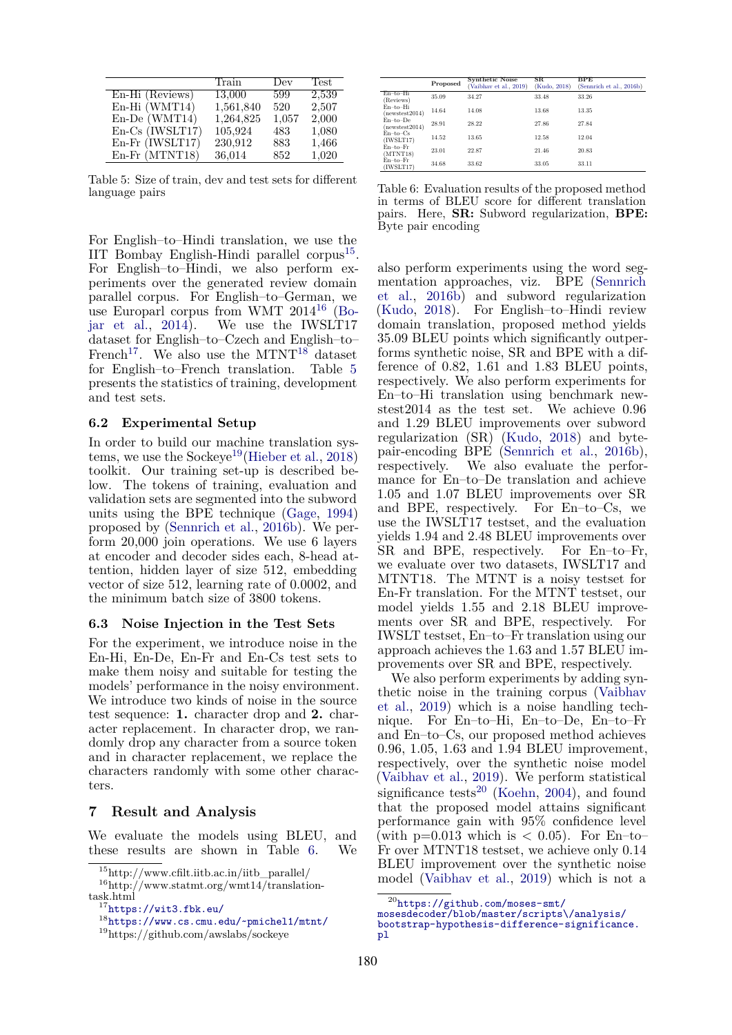|  | Train | Dev | Test |
|---|---|---|---|
| En-Hi (Reviews) | 13,000 | 599 | 2,539 |
| En-Hi (WMT14) | 1,561,840 | 520 | 2,507 |
| En-De (WMT14) | 1,264,825 | 1,057 | 2,000 |
| En-Cs (IWSLT17) | 105,924 | 483 | 1,080 |
| En-Fr (IWSLT17) | 230,912 | 883 | 1,466 |
| En-Fr (MTNT18) | 36,014 | 852 | 1,020 |

Table 5: Size of train, dev and test sets for different language pairs

For English–to–Hindi translation, we use the IIT Bombay English-Hindi parallel corpus[15]. For English–to–Hindi, we also perform experiments over the generated review domain parallel corpus. For English–to–German, we use Europarl corpus from WMT 2014[16] (Bojar et al., 2014). We use the IWSLT17 dataset for English–to–Czech and English–to–French[17]. We also use the MTNT[18] dataset for English–to–French translation. Table 5 presents the statistics of training, development and test sets.

### 6.2 Experimental Setup

In order to build our machine translation systems, we use the Sockeye[19](Hieber et al., 2018) toolkit. Our training set-up is described below. The tokens of training, evaluation and validation sets are segmented into the subword units using the BPE technique (Gage, 1994) proposed by (Sennrich et al., 2016b). We perform 20,000 join operations. We use 6 layers at encoder and decoder sides each, 8-head attention, hidden layer of size 512, embedding vector of size 512, learning rate of 0.0002, and the minimum batch size of 3800 tokens.

### 6.3 Noise Injection in the Test Sets

For the experiment, we introduce noise in the En-Hi, En-De, En-Fr and En-Cs test sets to make them noisy and suitable for testing the models' performance in the noisy environment. We introduce two kinds of noise in the source test sequence: **1.** character drop and **2.** character replacement. In character drop, we randomly drop any character from a source token and in character replacement, we replace the characters randomly with some other characters.

## 7 Result and Analysis

We evaluate the models using BLEU, and these results are shown in Table 6. We also perform experiments using the word segmentation approaches, viz. BPE (Sennrich et al., 2016b) and subword regularization (Kudo, 2018). For English–to–Hindi review domain translation, proposed method yields 35.09 BLEU points which significantly outperforms synthetic noise, SR and BPE with a difference of 0.82, 1.61 and 1.83 BLEU points, respectively. We also perform experiments for En–to–Hi translation using benchmark newstest2014 as the test set. We achieve 0.96 and 1.29 BLEU improvements over subword regularization (SR) (Kudo, 2018) and byte-pair-encoding BPE (Sennrich et al., 2016b), respectively. We also evaluate the performance for En–to–De translation and achieve 1.05 and 1.07 BLEU improvements over SR and BPE, respectively. For En–to–Cs, we use the IWSLT17 testset, and the evaluation yields 1.94 and 2.48 BLEU improvements over SR and BPE, respectively. For En–to–Fr, we evaluate over two datasets, IWSLT17 and MTNT18. The MTNT is a noisy testset for En-Fr translation. For the MTNT testset, our model yields 1.55 and 2.18 BLEU improvements over SR and BPE, respectively. For IWSLT testset, En–to–Fr translation using our approach achieves the 1.63 and 1.57 BLEU improvements over SR and BPE, respectively.

|  | Proposed | Synthetic Noise (Vaibhav et al., 2019) | SR (Kudo, 2018) | BPE (Sennrich et al., 2016b) |
|---|---|---|---|---|
| En–to–Hi (Reviews) | 35.09 | 34.27 | 33.48 | 33.26 |
| En–to–Hi (newstest2014) | 14.64 | 14.08 | 13.68 | 13.35 |
| En–to–De (newstest2014) | 28.91 | 28.22 | 27.86 | 27.84 |
| En–to–Cs (IWSLT17) | 14.52 | 13.65 | 12.58 | 12.04 |
| En–to–Fr (MTNT18) | 23.01 | 22.87 | 21.46 | 20.83 |
| En–to–Fr (IWSLT17) | 34.68 | 33.62 | 33.05 | 33.11 |

Table 6: Evaluation results of the proposed method in terms of BLEU score for different translation pairs. Here, **SR:** Subword regularization, **BPE:** Byte pair encoding

We also perform experiments by adding synthetic noise in the training corpus (Vaibhav et al., 2019) which is a noise handling technique. For En–to–Hi, En–to–De, En–to–Fr and En–to–Cs, our proposed method achieves 0.96, 1.05, 1.63 and 1.94 BLEU improvement, respectively, over the synthetic noise model (Vaibhav et al., 2019). We perform statistical significance tests[20] (Koehn, 2004), and found that the proposed model attains significant performance gain with 95% confidence level (with $p=0.013$ which is $< 0.05$). For En–to–Fr over MTNT18 testset, we achieve only 0.14 BLEU improvement over the synthetic noise model (Vaibhav et al., 2019) which is not a

[15]http://www.cfilt.iitb.ac.in/iitb_parallel/
[16]http://www.statmt.org/wmt14/translation-task.html
[17]https://wit3.fbk.eu/
[18]https://www.cs.cmu.edu/~pmichel1/mtnt/
[19]https://github.com/awslabs/sockeye
[20]https://github.com/moses-smt/mosesdecoder/blob/master/scripts\/analysis/bootstrap-hypothesis-difference-significance.pl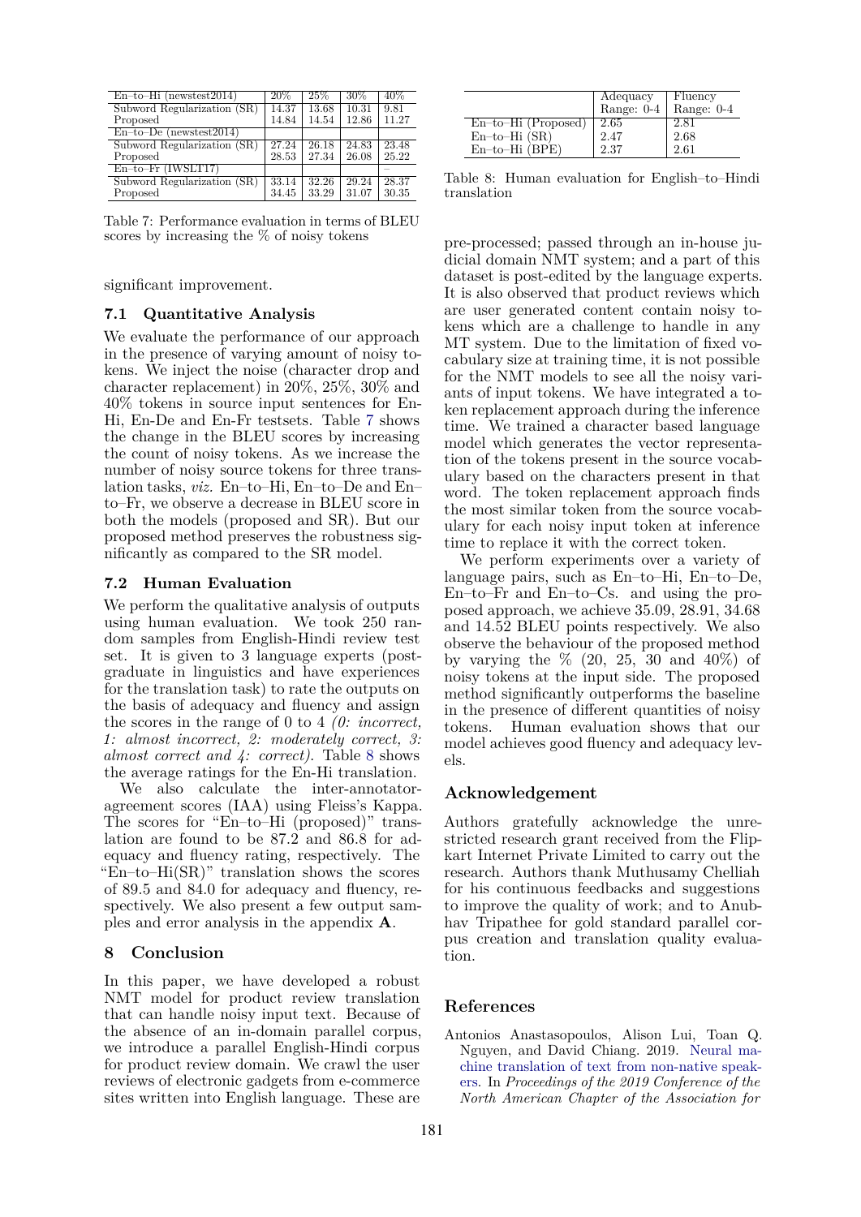| En–to–Hi (newstest2014) | 20% | 25% | 30% | 40% |
|---|---|---|---|---|
| Subword Regularization (SR) | 14.37 | 13.68 | 10.31 | 9.81 |
| Proposed | 14.84 | 14.54 | 12.86 | 11.27 |
| En–to–De (newstest2014) | | | | |
| Subword Regularization (SR) | 27.24 | 26.18 | 24.83 | 23.48 |
| Proposed | 28.53 | 27.34 | 26.08 | 25.22 |
| En–to–Fr (IWSLT17) | | | | – |
| Subword Regularization (SR) | 33.14 | 32.26 | 29.24 | 28.37 |
| Proposed | 34.45 | 33.29 | 31.07 | 30.35 |

Table 7: Performance evaluation in terms of BLEU scores by increasing the % of noisy tokens

significant improvement.

### 7.1 Quantitative Analysis

We evaluate the performance of our approach in the presence of varying amount of noisy tokens. We inject the noise (character drop and character replacement) in 20%, 25%, 30% and 40% tokens in source input sentences for En-Hi, En-De and En-Fr testsets. Table 7 shows the change in the BLEU scores by increasing the count of noisy tokens. As we increase the number of noisy source tokens for three translation tasks, *viz.* En–to–Hi, En–to–De and En–to–Fr, we observe a decrease in BLEU score in both the models (proposed and SR). But our proposed method preserves the robustness significantly as compared to the SR model.

### 7.2 Human Evaluation

We perform the qualitative analysis of outputs using human evaluation. We took 250 random samples from English-Hindi review test set. It is given to 3 language experts (post-graduate in linguistics and have experiences for the translation task) to rate the outputs on the basis of adequacy and fluency and assign the scores in the range of 0 to 4 *(0: incorrect, 1: almost incorrect, 2: moderately correct, 3: almost correct and 4: correct)*. Table 8 shows the average ratings for the En-Hi translation.

We also calculate the inter-annotator-agreement scores (IAA) using Fleiss's Kappa. The scores for "En–to–Hi (proposed)" translation are found to be 87.2 and 86.8 for adequacy and fluency rating, respectively. The "En–to–Hi(SR)" translation shows the scores of 89.5 and 84.0 for adequacy and fluency, respectively. We also present a few output samples and error analysis in the appendix **A**.

## 8 Conclusion

In this paper, we have developed a robust NMT model for product review translation that can handle noisy input text. Because of the absence of an in-domain parallel corpus, we introduce a parallel English-Hindi corpus for product review domain. We crawl the user reviews of electronic gadgets from e-commerce sites written into English language. These are pre-processed; passed through an in-house judicial domain NMT system; and a part of this dataset is post-edited by the language experts. It is also observed that product reviews which are user generated content contain noisy tokens which are a challenge to handle in any MT system. Due to the limitation of fixed vocabulary size at training time, it is not possible for the NMT models to see all the noisy variants of input tokens. We have integrated a token replacement approach during the inference time. We trained a character based language model which generates the vector representation of the tokens present in the source vocabulary based on the characters present in that word. The token replacement approach finds the most similar token from the source vocabulary for each noisy input token at inference time to replace it with the correct token.

We perform experiments over a variety of language pairs, such as En–to–Hi, En–to–De, En–to–Fr and En–to–Cs. and using the proposed approach, we achieve 35.09, 28.91, 34.68 and 14.52 BLEU points respectively. We also observe the behaviour of the proposed method by varying the % (20, 25, 30 and 40%) of noisy tokens at the input side. The proposed method significantly outperforms the baseline in the presence of different quantities of noisy tokens. Human evaluation shows that our model achieves good fluency and adequacy levels.

| | Adequacy Range: 0-4 | Fluency Range: 0-4 |
|---|---|---|
| En–to–Hi (Proposed) | 2.65 | 2.81 |
| En–to–Hi (SR) | 2.47 | 2.68 |
| En–to–Hi (BPE) | 2.37 | 2.61 |

Table 8: Human evaluation for English–to–Hindi translation

## Acknowledgement

Authors gratefully acknowledge the unrestricted research grant received from the Flipkart Internet Private Limited to carry out the research. Authors thank Muthusamy Chelliah for his continuous feedbacks and suggestions to improve the quality of work; and to Anubhav Tripathee for gold standard parallel corpus creation and translation quality evaluation.

## References

Antonios Anastasopoulos, Alison Lui, Toan Q. Nguyen, and David Chiang. 2019. Neural machine translation of text from non-native speakers. In *Proceedings of the 2019 Conference of the North American Chapter of the Association for*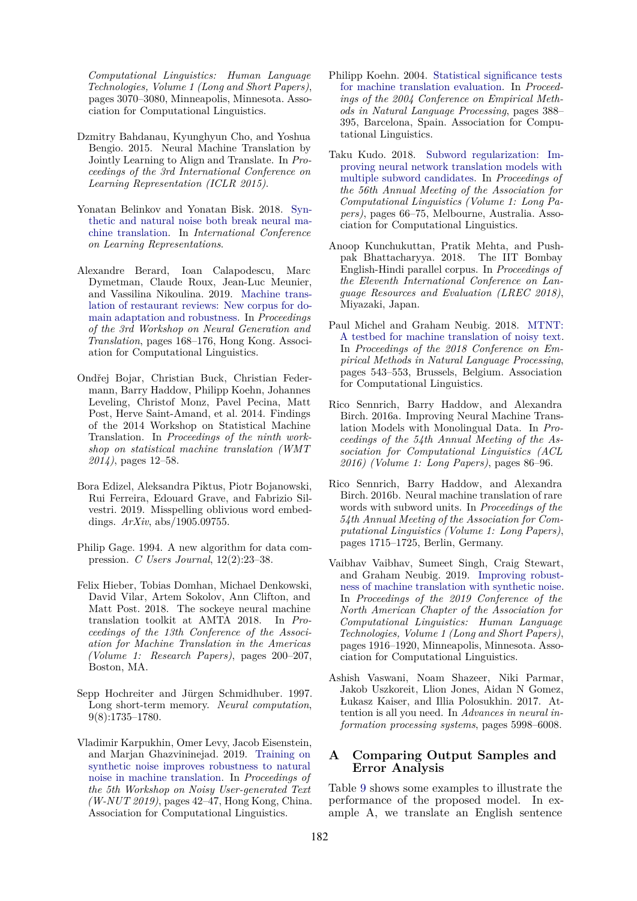*Computational Linguistics: Human Language Technologies, Volume 1 (Long and Short Papers)*, pages 3070–3080, Minneapolis, Minnesota. Association for Computational Linguistics.

Dzmitry Bahdanau, Kyunghyun Cho, and Yoshua Bengio. 2015. Neural Machine Translation by Jointly Learning to Align and Translate. In *Proceedings of the 3rd International Conference on Learning Representation (ICLR 2015)*.

Yonatan Belinkov and Yonatan Bisk. 2018. Synthetic and natural noise both break neural machine translation. In *International Conference on Learning Representations*.

Alexandre Berard, Ioan Calapodescu, Marc Dymetman, Claude Roux, Jean-Luc Meunier, and Vassilina Nikoulina. 2019. Machine translation of restaurant reviews: New corpus for domain adaptation and robustness. In *Proceedings of the 3rd Workshop on Neural Generation and Translation*, pages 168–176, Hong Kong. Association for Computational Linguistics.

Ondřej Bojar, Christian Buck, Christian Federmann, Barry Haddow, Philipp Koehn, Johannes Leveling, Christof Monz, Pavel Pecina, Matt Post, Herve Saint-Amand, et al. 2014. Findings of the 2014 Workshop on Statistical Machine Translation. In *Proceedings of the ninth workshop on statistical machine translation (WMT 2014)*, pages 12–58.

Bora Edizel, Aleksandra Piktus, Piotr Bojanowski, Rui Ferreira, Edouard Grave, and Fabrizio Silvestri. 2019. Misspelling oblivious word embeddings. *ArXiv*, abs/1905.09755.

Philip Gage. 1994. A new algorithm for data compression. *C Users Journal*, 12(2):23–38.

Felix Hieber, Tobias Domhan, Michael Denkowski, David Vilar, Artem Sokolov, Ann Clifton, and Matt Post. 2018. The sockeye neural machine translation toolkit at AMTA 2018. In *Proceedings of the 13th Conference of the Association for Machine Translation in the Americas (Volume 1: Research Papers)*, pages 200–207, Boston, MA.

Sepp Hochreiter and Jürgen Schmidhuber. 1997. Long short-term memory. *Neural computation*, 9(8):1735–1780.

Vladimir Karpukhin, Omer Levy, Jacob Eisenstein, and Marjan Ghazvininejad. 2019. Training on synthetic noise improves robustness to natural noise in machine translation. In *Proceedings of the 5th Workshop on Noisy User-generated Text (W-NUT 2019)*, pages 42–47, Hong Kong, China. Association for Computational Linguistics.

Philipp Koehn. 2004. Statistical significance tests for machine translation evaluation. In *Proceedings of the 2004 Conference on Empirical Methods in Natural Language Processing*, pages 388–395, Barcelona, Spain. Association for Computational Linguistics.

Taku Kudo. 2018. Subword regularization: Improving neural network translation models with multiple subword candidates. In *Proceedings of the 56th Annual Meeting of the Association for Computational Linguistics (Volume 1: Long Papers)*, pages 66–75, Melbourne, Australia. Association for Computational Linguistics.

Anoop Kunchukuttan, Pratik Mehta, and Pushpak Bhattacharyya. 2018. The IIT Bombay English-Hindi parallel corpus. In *Proceedings of the Eleventh International Conference on Language Resources and Evaluation (LREC 2018)*, Miyazaki, Japan.

Paul Michel and Graham Neubig. 2018. MTNT: A testbed for machine translation of noisy text. In *Proceedings of the 2018 Conference on Empirical Methods in Natural Language Processing*, pages 543–553, Brussels, Belgium. Association for Computational Linguistics.

Rico Sennrich, Barry Haddow, and Alexandra Birch. 2016a. Improving Neural Machine Translation Models with Monolingual Data. In *Proceedings of the 54th Annual Meeting of the Association for Computational Linguistics (ACL 2016) (Volume 1: Long Papers)*, pages 86–96.

Rico Sennrich, Barry Haddow, and Alexandra Birch. 2016b. Neural machine translation of rare words with subword units. In *Proceedings of the 54th Annual Meeting of the Association for Computational Linguistics (Volume 1: Long Papers)*, pages 1715–1725, Berlin, Germany.

Vaibhav Vaibhav, Sumeet Singh, Craig Stewart, and Graham Neubig. 2019. Improving robustness of machine translation with synthetic noise. In *Proceedings of the 2019 Conference of the North American Chapter of the Association for Computational Linguistics: Human Language Technologies, Volume 1 (Long and Short Papers)*, pages 1916–1920, Minneapolis, Minnesota. Association for Computational Linguistics.

Ashish Vaswani, Noam Shazeer, Niki Parmar, Jakob Uszkoreit, Llion Jones, Aidan N Gomez, Łukasz Kaiser, and Illia Polosukhin. 2017. Attention is all you need. In *Advances in neural information processing systems*, pages 5998–6008.

## A Comparing Output Samples and Error Analysis

Table 9 shows some examples to illustrate the performance of the proposed model. In example A, we translate an English sentence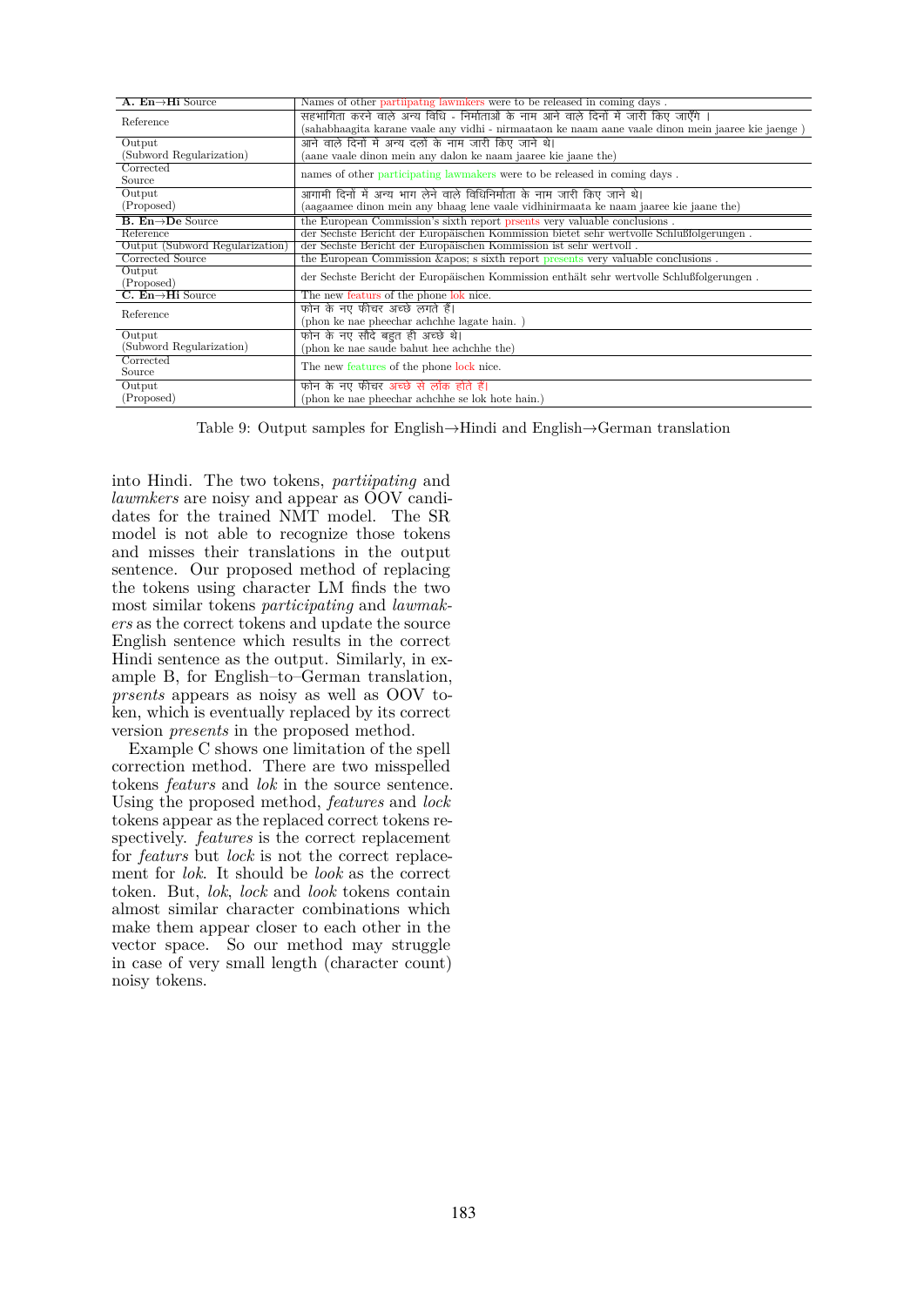| | |
|---|---|
| **A. En→Hi** Source | Names of other partiipatng lawmkers were to be released in coming days . |
| Reference | सहभागिता करने वाले अन्य विधि - निर्माताओं के नाम आने वाले दिनों में जारी किए जाएँगे । (sahabhaagita karane vaale any vidhi - nirmaataon ke naam aane vaale dinon mein jaaree kie jaenge ) |
| Output (Subword Regularization) | आने वाले दिनों में अन्य दलों के नाम जारी किए जाने थे। (aane vaale dinon mein any dalon ke naam jaaree kie jaane the) |
| Corrected Source | names of other participating lawmakers were to be released in coming days . |
| Output (Proposed) | आगामी दिनों में अन्य भाग लेने वाले विधिनिर्माता के नाम जारी किए जाने थे। (aagaamee dinon mein any bhaag lene vaale vidhinirmaata ke naam jaaree kie jaane the) |
| **B. En→De** Source | the European Commission's sixth report prsents very valuable conclusions . |
| Reference | der Sechste Bericht der Europäischen Kommission bietet sehr wertvolle Schlußfolgerungen . |
| Output (Subword Regularization) | der Sechste Bericht der Europäischen Kommission ist sehr wertvoll . |
| Corrected Source | the European Commission &apos; s sixth report presents very valuable conclusions . |
| Output (Proposed) | der Sechste Bericht der Europäischen Kommission enthält sehr wertvolle Schlußfolgerungen . |
| **C. En→Hi** Source | The new featurs of the phone lok nice. |
| Reference | फोन के नए फीचर अच्छे लगते हैं। (phon ke nae pheechar achchhe lagate hain. ) |
| Output (Subword Regularization) | फोन के नए सौदे बहुत ही अच्छे थे। (phon ke nae saude bahut hee achchhe the) |
| Corrected Source | The new features of the phone lock nice. |
| Output (Proposed) | फोन के नए फीचर अच्छे से लॉक होते हैं। (phon ke nae pheechar achchhe se lok hote hain.) |

Table 9: Output samples for English→Hindi and English→German translation

into Hindi. The two tokens, *partiipating* and *lawmkers* are noisy and appear as OOV candidates for the trained NMT model. The SR model is not able to recognize those tokens and misses their translations in the output sentence. Our proposed method of replacing the tokens using character LM finds the two most similar tokens *participating* and *lawmakers* as the correct tokens and update the source English sentence which results in the correct Hindi sentence as the output. Similarly, in example B, for English–to–German translation, *prsents* appears as noisy as well as OOV token, which is eventually replaced by its correct version *presents* in the proposed method.

Example C shows one limitation of the spell correction method. There are two misspelled tokens *featurs* and *lok* in the source sentence. Using the proposed method, *features* and *lock* tokens appear as the replaced correct tokens respectively. *features* is the correct replacement for *featurs* but *lock* is not the correct replacement for *lok*. It should be *look* as the correct token. But, *lok*, *lock* and *look* tokens contain almost similar character combinations which make them appear closer to each other in the vector space. So our method may struggle in case of very small length (character count) noisy tokens.